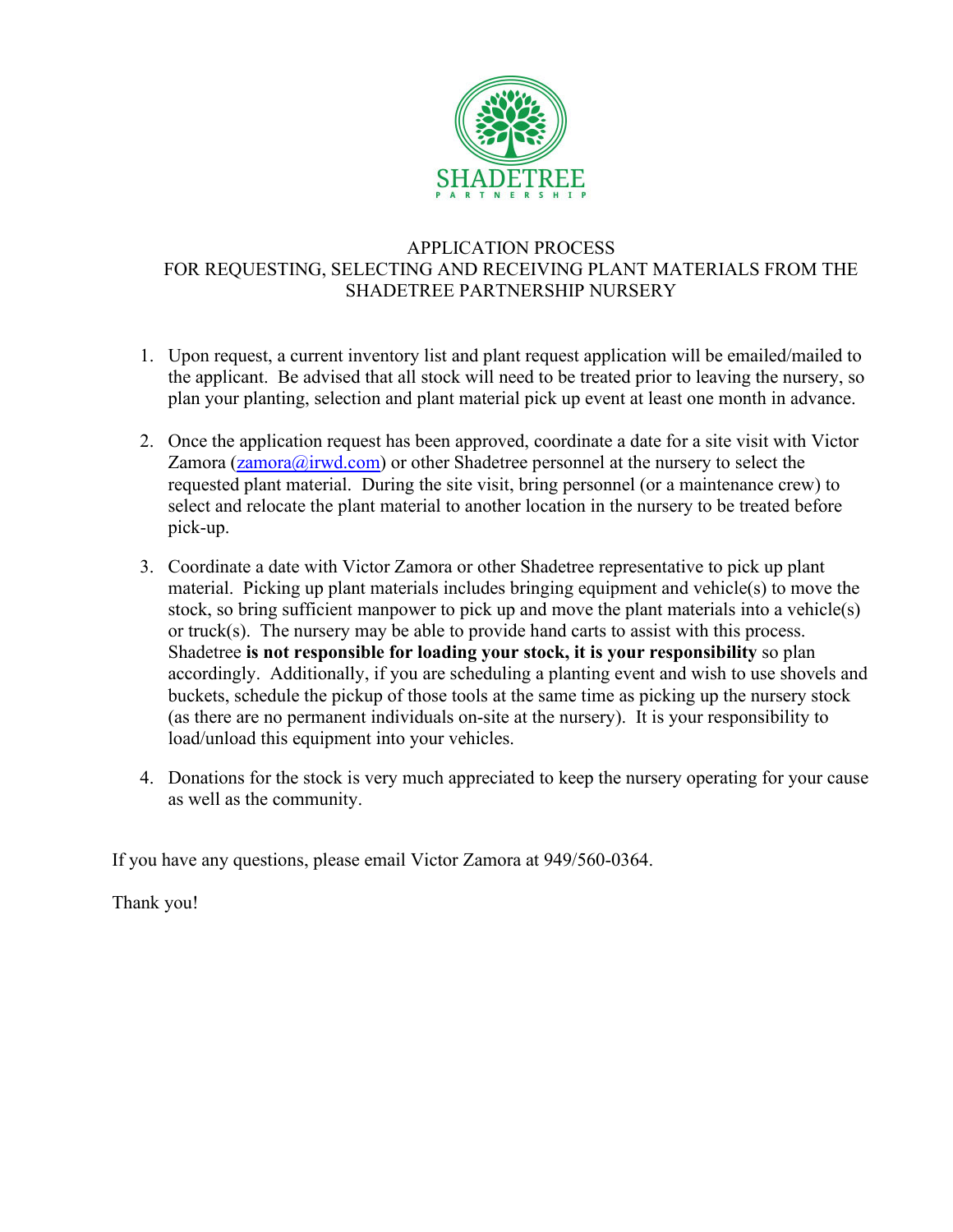SHADETREE

PARTNERSHIP

# APPLICATION PROCESS
# FOR REQUESTING, SELECTING AND RECEIVING PLANT MATERIALS FROM THE SHADETREE PARTNERSHIP NURSERY

1. Upon request, a current inventory list and plant request application will be emailed/mailed to the applicant. Be advised that all stock will need to be treated prior to leaving the nursery, so plan your planting, selection and plant material pick up event at least one month in advance.

2. Once the application request has been approved, coordinate a date for a site visit with Victor Zamora (zamora@irwd.com) or other Shadetree personnel at the nursery to select the requested plant material. During the site visit, bring personnel (or a maintenance crew) to select and relocate the plant material to another location in the nursery to be treated before pick-up.

3. Coordinate a date with Victor Zamora or other Shadetree representative to pick up plant material. Picking up plant materials includes bringing equipment and vehicle(s) to move the stock, so bring sufficient manpower to pick up and move the plant materials into a vehicle(s) or truck(s). The nursery may be able to provide hand carts to assist with this process. Shadetree **is not responsible for loading your stock, it is your responsibility** so plan accordingly. Additionally, if you are scheduling a planting event and wish to use shovels and buckets, schedule the pickup of those tools at the same time as picking up the nursery stock (as there are no permanent individuals on-site at the nursery). It is your responsibility to load/unload this equipment into your vehicles.

4. Donations for the stock is very much appreciated to keep the nursery operating for your cause as well as the community.

If you have any questions, please email Victor Zamora at 949/560-0364.

Thank you!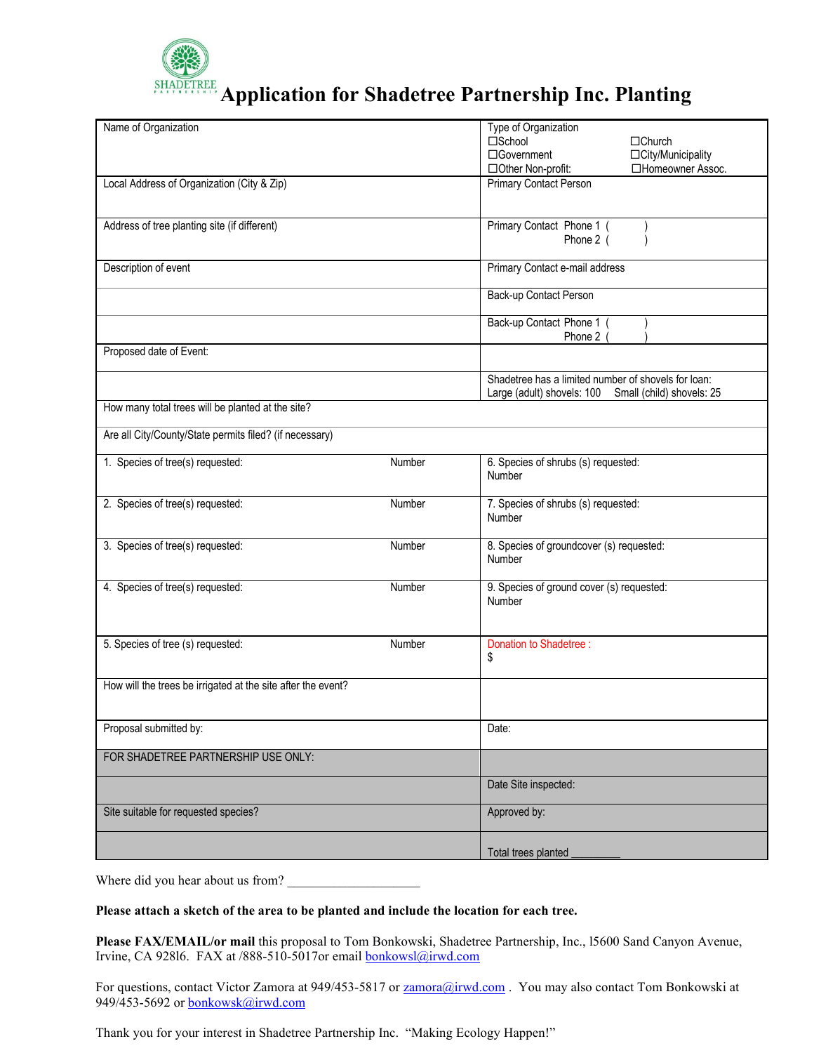# Application for Shadetree Partnership Inc. Planting

| | |
|---|---|
| Name of Organization | Type of Organization<br>☐School ☐Church<br>☐Government ☐City/Municipality<br>☐Other Non-profit: ☐Homeowner Assoc. |
| Local Address of Organization (City & Zip) | Primary Contact Person |
| Address of tree planting site (if different) | Primary Contact Phone 1 ( )<br>Phone 2 ( ) |
| Description of event | Primary Contact e-mail address |
| | Back-up Contact Person |
| | Back-up Contact Phone 1 ( )<br>Phone 2 ( ) |
| Proposed date of Event: | |
| | Shadetree has a limited number of shovels for loan:<br>Large (adult) shovels: 100 Small (child) shovels: 25 |
| How many total trees will be planted at the site? | |
| Are all City/County/State permits filed? (if necessary) | |
| 1. Species of tree(s) requested: Number | 6. Species of shrubs (s) requested:<br>Number |
| 2. Species of tree(s) requested: Number | 7. Species of shrubs (s) requested:<br>Number |
| 3. Species of tree(s) requested: Number | 8. Species of groundcover (s) requested:<br>Number |
| 4. Species of tree(s) requested: Number | 9. Species of ground cover (s) requested:<br>Number |
| 5. Species of tree (s) requested: Number | Donation to Shadetree :<br>$ |
| How will the trees be irrigated at the site after the event? | |
| Proposal submitted by: | Date: |
| FOR SHADETREE PARTNERSHIP USE ONLY: | |
| | Date Site inspected: |
| Site suitable for requested species? | Approved by: |
| | Total trees planted ________ |

Where did you hear about us from? ____________________

**Please attach a sketch of the area to be planted and include the location for each tree.**

**Please FAX/EMAIL/or mail** this proposal to Tom Bonkowski, Shadetree Partnership, Inc., l5600 Sand Canyon Avenue, Irvine, CA 928l6. FAX at /888-510-5017or email bonkowsl@irwd.com

For questions, contact Victor Zamora at 949/453-5817 or zamora@irwd.com . You may also contact Tom Bonkowski at 949/453-5692 or bonkowsk@irwd.com

Thank you for your interest in Shadetree Partnership Inc. "Making Ecology Happen!"